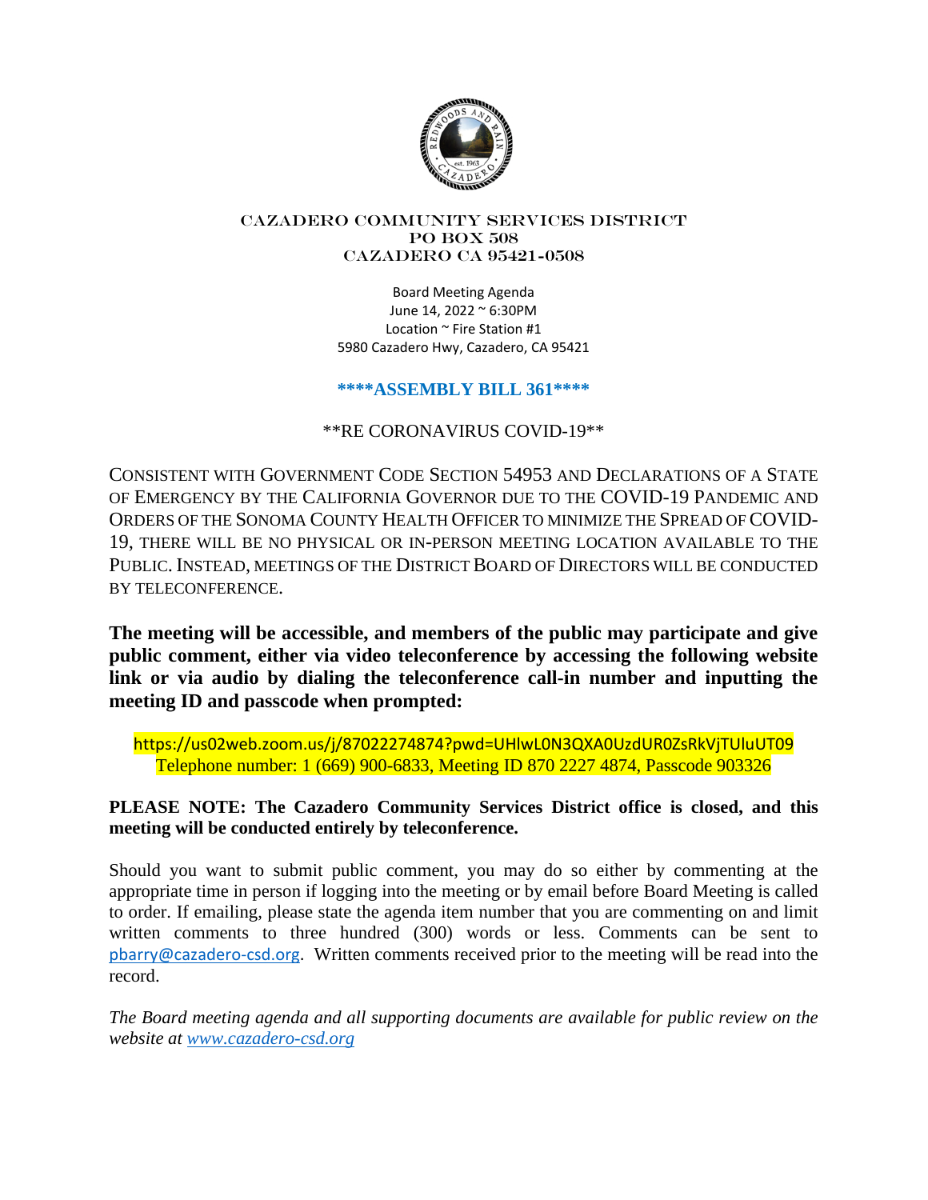CAZADERO COMMUNITY SERVICES DISTRICT
PO BOX 508
CAZADERO CA 95421-0508

Board Meeting Agenda
June 14, 2022 ~ 6:30PM
Location ~ Fire Station #1
5980 Cazadero Hwy, Cazadero, CA 95421

**\*\*\*\*ASSEMBLY BILL 361\*\*\*\***

\*\*RE CORONAVIRUS COVID-19\*\*

CONSISTENT WITH GOVERNMENT CODE SECTION 54953 AND DECLARATIONS OF A STATE OF EMERGENCY BY THE CALIFORNIA GOVERNOR DUE TO THE COVID-19 PANDEMIC AND ORDERS OF THE SONOMA COUNTY HEALTH OFFICER TO MINIMIZE THE SPREAD OF COVID-19, THERE WILL BE NO PHYSICAL OR IN-PERSON MEETING LOCATION AVAILABLE TO THE PUBLIC. INSTEAD, MEETINGS OF THE DISTRICT BOARD OF DIRECTORS WILL BE CONDUCTED BY TELECONFERENCE.

**The meeting will be accessible, and members of the public may participate and give public comment, either via video teleconference by accessing the following website link or via audio by dialing the teleconference call-in number and inputting the meeting ID and passcode when prompted:**

https://us02web.zoom.us/j/87022274874?pwd=UHlwL0N3QXA0UzdUR0ZsRkVjTUluUT09
Telephone number: 1 (669) 900-6833, Meeting ID 870 2227 4874, Passcode 903326

**PLEASE NOTE: The Cazadero Community Services District office is closed, and this meeting will be conducted entirely by teleconference.**

Should you want to submit public comment, you may do so either by commenting at the appropriate time in person if logging into the meeting or by email before Board Meeting is called to order. If emailing, please state the agenda item number that you are commenting on and limit written comments to three hundred (300) words or less. Comments can be sent to pbarry@cazadero-csd.org. Written comments received prior to the meeting will be read into the record.

*The Board meeting agenda and all supporting documents are available for public review on the website at www.cazadero-csd.org*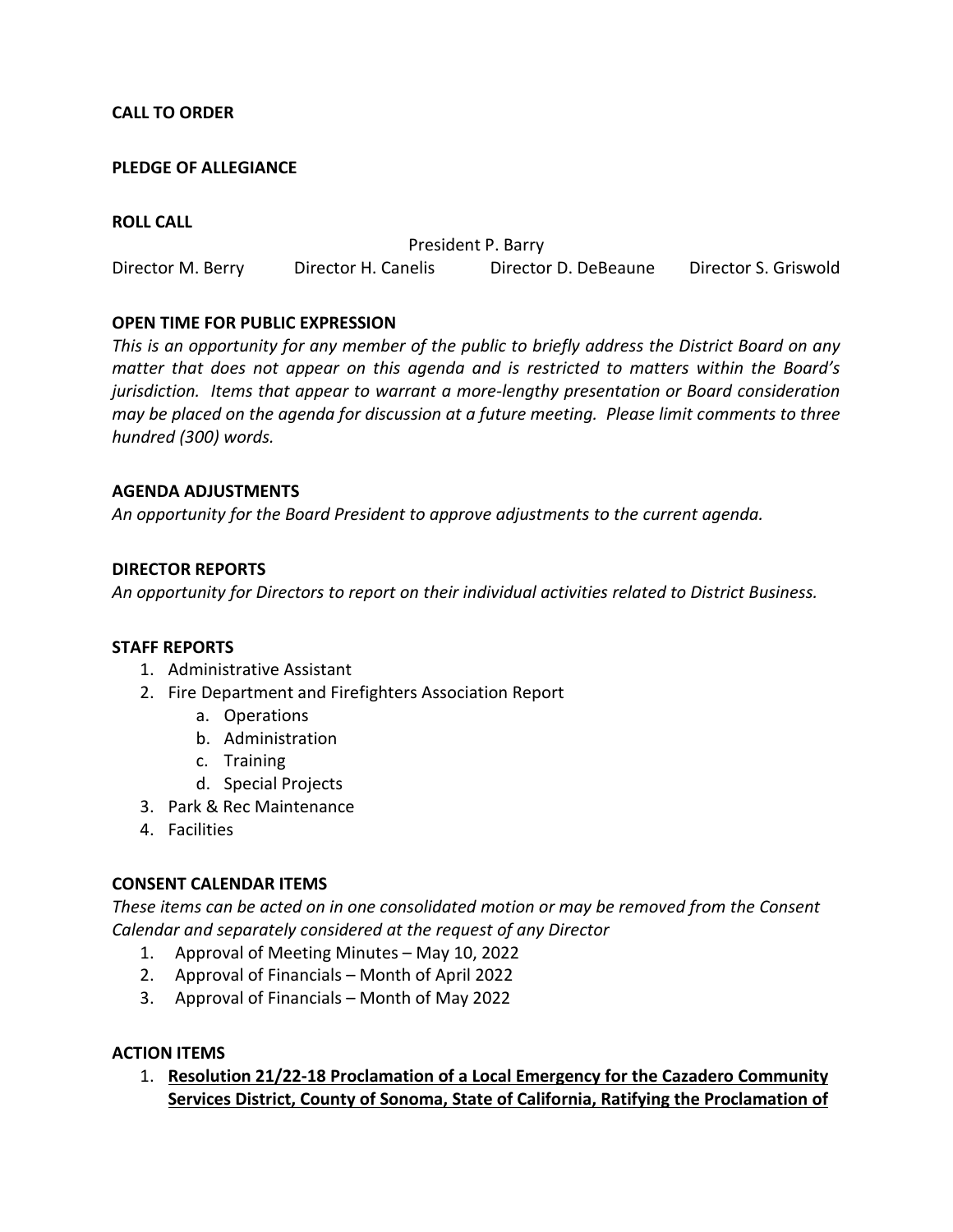**CALL TO ORDER**

**PLEDGE OF ALLEGIANCE**

**ROLL CALL**

President P. Barry

Director M. Berry    Director H. Canelis    Director D. DeBeaune    Director S. Griswold

**OPEN TIME FOR PUBLIC EXPRESSION**

*This is an opportunity for any member of the public to briefly address the District Board on any matter that does not appear on this agenda and is restricted to matters within the Board's jurisdiction. Items that appear to warrant a more-lengthy presentation or Board consideration may be placed on the agenda for discussion at a future meeting. Please limit comments to three hundred (300) words.*

**AGENDA ADJUSTMENTS**

*An opportunity for the Board President to approve adjustments to the current agenda.*

**DIRECTOR REPORTS**

*An opportunity for Directors to report on their individual activities related to District Business.*

**STAFF REPORTS**

1. Administrative Assistant
2. Fire Department and Firefighters Association Report
   a. Operations
   b. Administration
   c. Training
   d. Special Projects
3. Park & Rec Maintenance
4. Facilities

**CONSENT CALENDAR ITEMS**

*These items can be acted on in one consolidated motion or may be removed from the Consent Calendar and separately considered at the request of any Director*

1. Approval of Meeting Minutes – May 10, 2022
2. Approval of Financials – Month of April 2022
3. Approval of Financials – Month of May 2022

**ACTION ITEMS**

1. **Resolution 21/22-18 Proclamation of a Local Emergency for the Cazadero Community Services District, County of Sonoma, State of California, Ratifying the Proclamation of**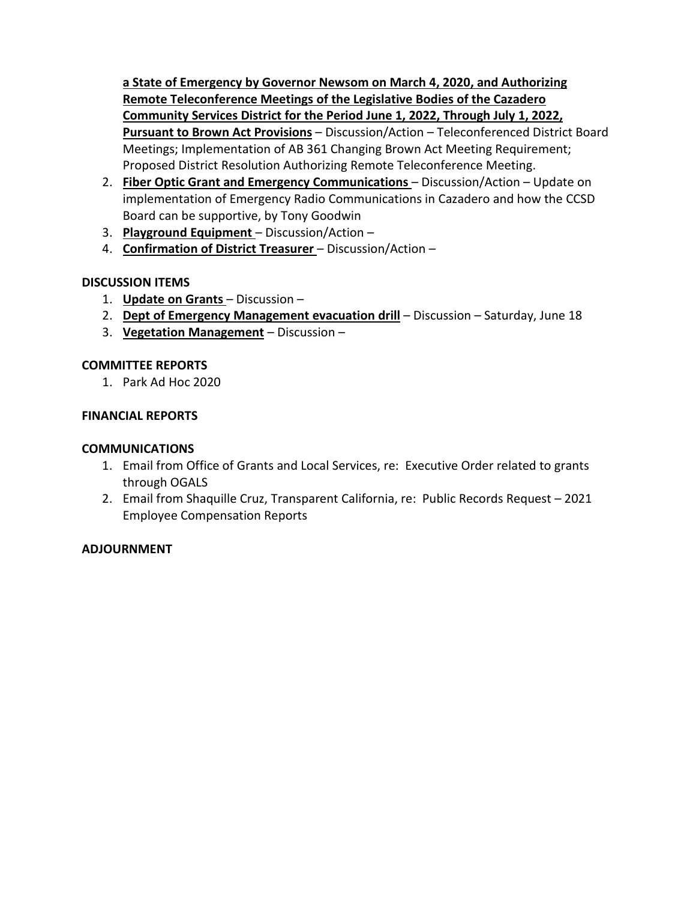**a State of Emergency by Governor Newsom on March 4, 2020, and Authorizing Remote Teleconference Meetings of the Legislative Bodies of the Cazadero Community Services District for the Period June 1, 2022, Through July 1, 2022, Pursuant to Brown Act Provisions** – Discussion/Action – Teleconferenced District Board Meetings; Implementation of AB 361 Changing Brown Act Meeting Requirement; Proposed District Resolution Authorizing Remote Teleconference Meeting.

2. **Fiber Optic Grant and Emergency Communications** – Discussion/Action – Update on implementation of Emergency Radio Communications in Cazadero and how the CCSD Board can be supportive, by Tony Goodwin
3. **Playground Equipment** – Discussion/Action –
4. **Confirmation of District Treasurer** – Discussion/Action –

**DISCUSSION ITEMS**

1. **Update on Grants** – Discussion –
2. **Dept of Emergency Management evacuation drill** – Discussion – Saturday, June 18
3. **Vegetation Management** – Discussion –

**COMMITTEE REPORTS**

1. Park Ad Hoc 2020

**FINANCIAL REPORTS**

**COMMUNICATIONS**

1. Email from Office of Grants and Local Services, re: Executive Order related to grants through OGALS
2. Email from Shaquille Cruz, Transparent California, re: Public Records Request – 2021 Employee Compensation Reports

**ADJOURNMENT**